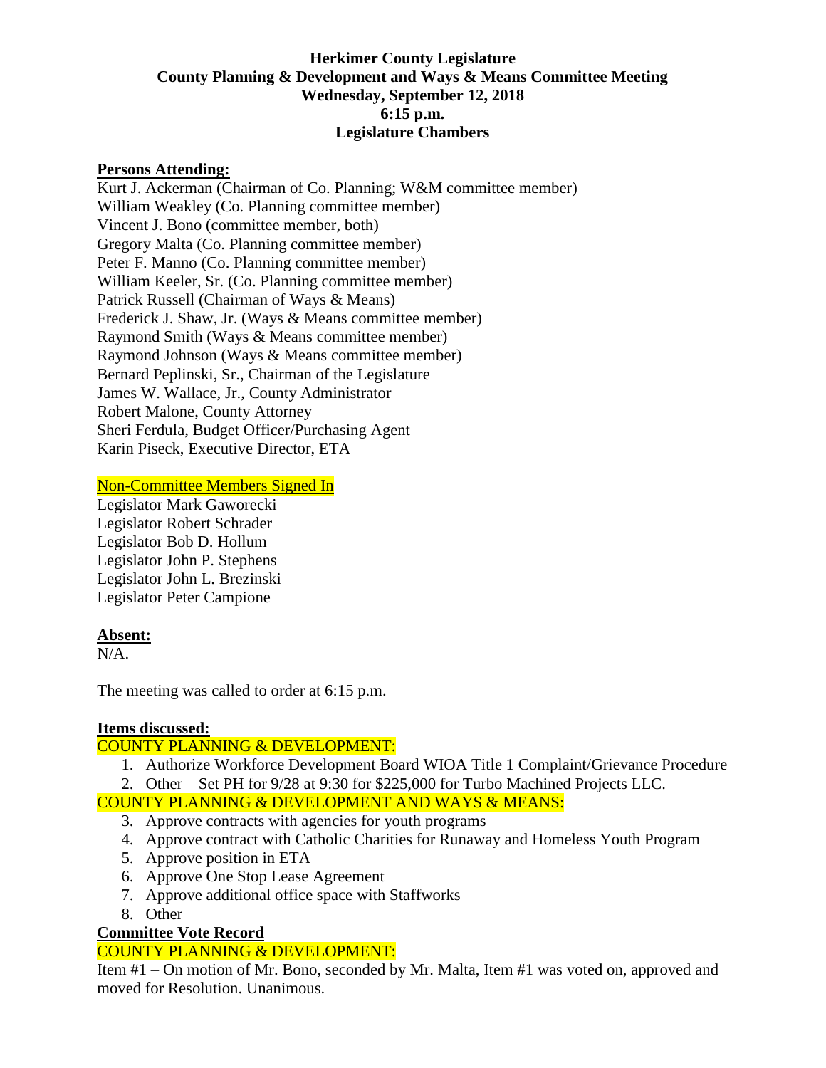**Herkimer County Legislature**
**County Planning & Development and Ways & Means Committee Meeting**
**Wednesday, September 12, 2018**
**6:15 p.m.**
**Legislature Chambers**

**Persons Attending:**

Kurt J. Ackerman (Chairman of Co. Planning; W&M committee member)
William Weakley (Co. Planning committee member)
Vincent J. Bono (committee member, both)
Gregory Malta (Co. Planning committee member)
Peter F. Manno (Co. Planning committee member)
William Keeler, Sr. (Co. Planning committee member)
Patrick Russell (Chairman of Ways & Means)
Frederick J. Shaw, Jr. (Ways & Means committee member)
Raymond Smith (Ways & Means committee member)
Raymond Johnson (Ways & Means committee member)
Bernard Peplinski, Sr., Chairman of the Legislature
James W. Wallace, Jr., County Administrator
Robert Malone, County Attorney
Sheri Ferdula, Budget Officer/Purchasing Agent
Karin Piseck, Executive Director, ETA

Non-Committee Members Signed In

Legislator Mark Gaworecki
Legislator Robert Schrader
Legislator Bob D. Hollum
Legislator John P. Stephens
Legislator John L. Brezinski
Legislator Peter Campione

**Absent:**

N/A.

The meeting was called to order at 6:15 p.m.

**Items discussed:**

COUNTY PLANNING & DEVELOPMENT:

1. Authorize Workforce Development Board WIOA Title 1 Complaint/Grievance Procedure
2. Other – Set PH for 9/28 at 9:30 for $225,000 for Turbo Machined Projects LLC.

COUNTY PLANNING & DEVELOPMENT AND WAYS & MEANS:

3. Approve contracts with agencies for youth programs
4. Approve contract with Catholic Charities for Runaway and Homeless Youth Program
5. Approve position in ETA
6. Approve One Stop Lease Agreement
7. Approve additional office space with Staffworks
8. Other

**Committee Vote Record**

COUNTY PLANNING & DEVELOPMENT:

Item #1 – On motion of Mr. Bono, seconded by Mr. Malta, Item #1 was voted on, approved and moved for Resolution. Unanimous.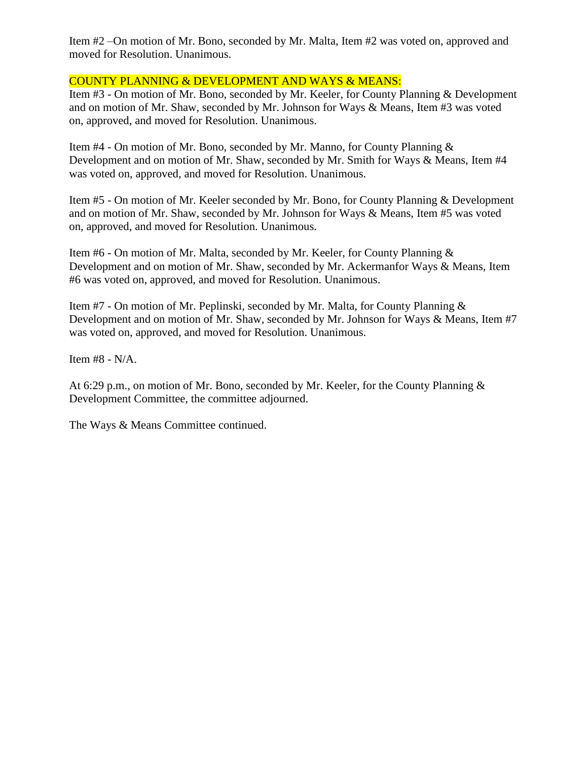Item #2 –On motion of Mr. Bono, seconded by Mr. Malta, Item #2 was voted on, approved and moved for Resolution. Unanimous.

COUNTY PLANNING & DEVELOPMENT AND WAYS & MEANS:

Item #3 - On motion of Mr. Bono, seconded by Mr. Keeler, for County Planning & Development and on motion of Mr. Shaw, seconded by Mr. Johnson for Ways & Means, Item #3 was voted on, approved, and moved for Resolution. Unanimous.

Item #4 - On motion of Mr. Bono, seconded by Mr. Manno, for County Planning & Development and on motion of Mr. Shaw, seconded by Mr. Smith for Ways & Means, Item #4 was voted on, approved, and moved for Resolution. Unanimous.

Item #5 - On motion of Mr. Keeler seconded by Mr. Bono, for County Planning & Development and on motion of Mr. Shaw, seconded by Mr. Johnson for Ways & Means, Item #5 was voted on, approved, and moved for Resolution. Unanimous.

Item #6 - On motion of Mr. Malta, seconded by Mr. Keeler, for County Planning & Development and on motion of Mr. Shaw, seconded by Mr. Ackermanfor Ways & Means, Item #6 was voted on, approved, and moved for Resolution. Unanimous.

Item #7 - On motion of Mr. Peplinski, seconded by Mr. Malta, for County Planning & Development and on motion of Mr. Shaw, seconded by Mr. Johnson for Ways & Means, Item #7 was voted on, approved, and moved for Resolution. Unanimous.

Item #8 - N/A.

At 6:29 p.m., on motion of Mr. Bono, seconded by Mr. Keeler, for the County Planning & Development Committee, the committee adjourned.

The Ways & Means Committee continued.